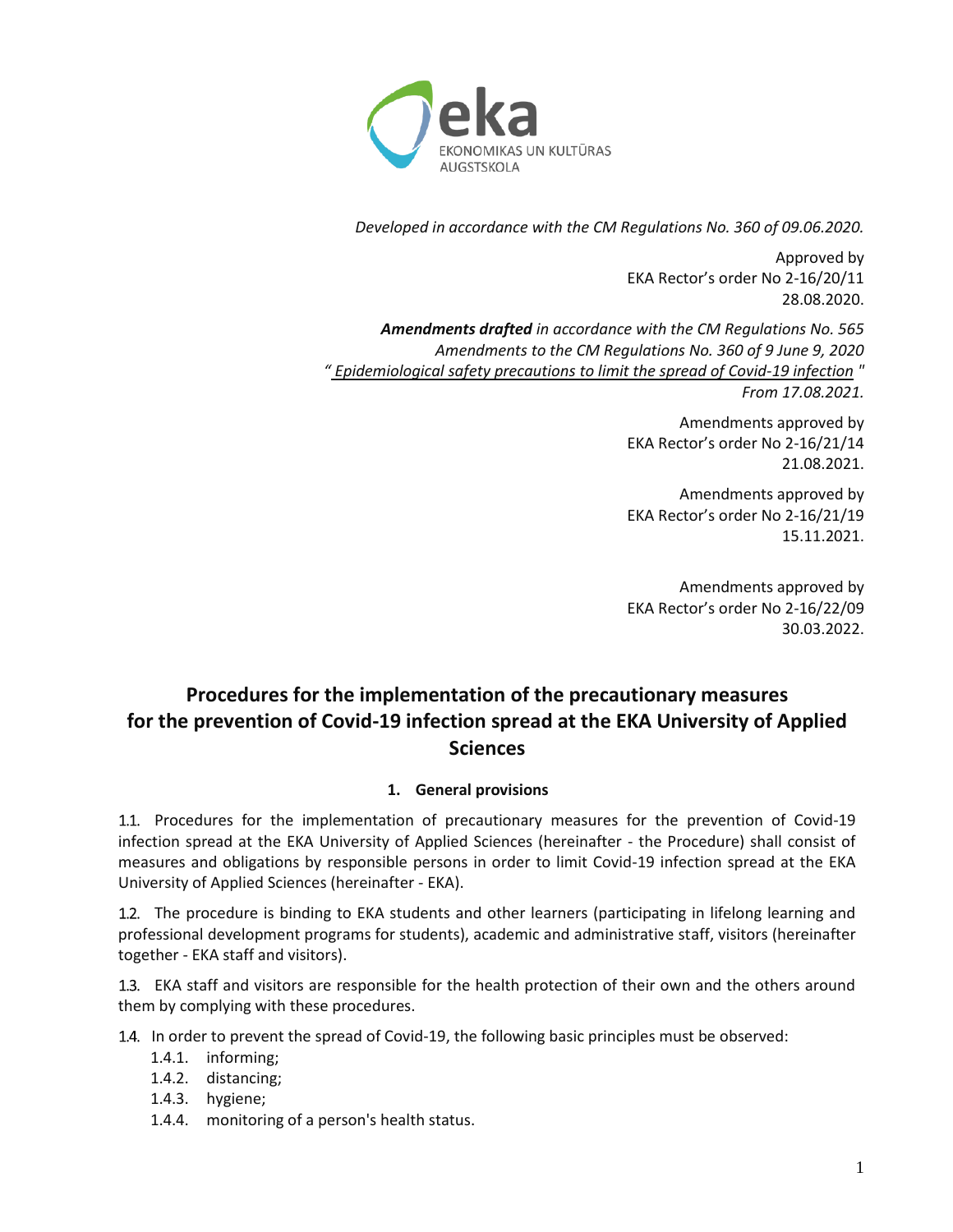*Developed in accordance with the CM Regulations No. 360 of 09.06.2020.*

Approved by
EKA Rector's order No 2-16/20/11
28.08.2020.

***Amendments drafted*** *in accordance with the CM Regulations No. 565 Amendments to the CM Regulations No. 360 of 9 June 9, 2020 "Epidemiological safety precautions to limit the spread of Covid-19 infection" From 17.08.2021.*

Amendments approved by
EKA Rector's order No 2-16/21/14
21.08.2021.

Amendments approved by
EKA Rector's order No 2-16/21/19
15.11.2021.

Amendments approved by
EKA Rector's order No 2-16/22/09
30.03.2022.

# Procedures for the implementation of the precautionary measures for the prevention of Covid-19 infection spread at the EKA University of Applied Sciences

## 1. General provisions

1.1. Procedures for the implementation of precautionary measures for the prevention of Covid-19 infection spread at the EKA University of Applied Sciences (hereinafter - the Procedure) shall consist of measures and obligations by responsible persons in order to limit Covid-19 infection spread at the EKA University of Applied Sciences (hereinafter - EKA).

1.2. The procedure is binding to EKA students and other learners (participating in lifelong learning and professional development programs for students), academic and administrative staff, visitors (hereinafter together - EKA staff and visitors).

1.3. EKA staff and visitors are responsible for the health protection of their own and the others around them by complying with these procedures.

1.4. In order to prevent the spread of Covid-19, the following basic principles must be observed:

- 1.4.1. informing;
- 1.4.2. distancing;
- 1.4.3. hygiene;
- 1.4.4. monitoring of a person's health status.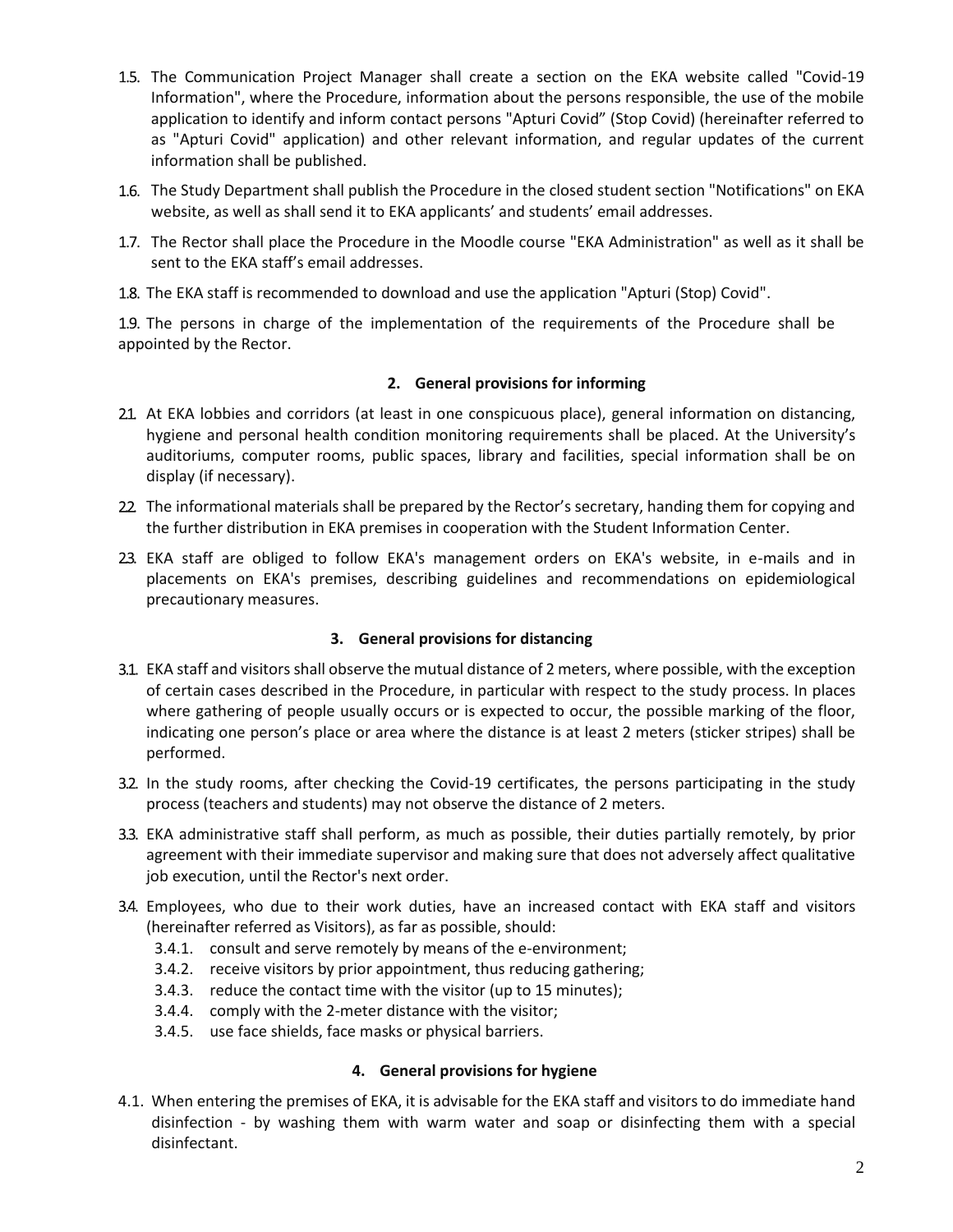1.5. The Communication Project Manager shall create a section on the EKA website called "Covid-19 Information", where the Procedure, information about the persons responsible, the use of the mobile application to identify and inform contact persons "Apturi Covid" (Stop Covid) (hereinafter referred to as "Apturi Covid" application) and other relevant information, and regular updates of the current information shall be published.

1.6. The Study Department shall publish the Procedure in the closed student section "Notifications" on EKA website, as well as shall send it to EKA applicants' and students' email addresses.

1.7. The Rector shall place the Procedure in the Moodle course "EKA Administration" as well as it shall be sent to the EKA staff's email addresses.

1.8. The EKA staff is recommended to download and use the application "Apturi (Stop) Covid".

1.9. The persons in charge of the implementation of the requirements of the Procedure shall be appointed by the Rector.

## 2. General provisions for informing

2.1. At EKA lobbies and corridors (at least in one conspicuous place), general information on distancing, hygiene and personal health condition monitoring requirements shall be placed. At the University's auditoriums, computer rooms, public spaces, library and facilities, special information shall be on display (if necessary).

2.2. The informational materials shall be prepared by the Rector's secretary, handing them for copying and the further distribution in EKA premises in cooperation with the Student Information Center.

2.3. EKA staff are obliged to follow EKA's management orders on EKA's website, in e-mails and in placements on EKA's premises, describing guidelines and recommendations on epidemiological precautionary measures.

## 3. General provisions for distancing

3.1. EKA staff and visitors shall observe the mutual distance of 2 meters, where possible, with the exception of certain cases described in the Procedure, in particular with respect to the study process. In places where gathering of people usually occurs or is expected to occur, the possible marking of the floor, indicating one person's place or area where the distance is at least 2 meters (sticker stripes) shall be performed.

3.2. In the study rooms, after checking the Covid-19 certificates, the persons participating in the study process (teachers and students) may not observe the distance of 2 meters.

3.3. EKA administrative staff shall perform, as much as possible, their duties partially remotely, by prior agreement with their immediate supervisor and making sure that does not adversely affect qualitative job execution, until the Rector's next order.

3.4. Employees, who due to their work duties, have an increased contact with EKA staff and visitors (hereinafter referred as Visitors), as far as possible, should:

- 3.4.1. consult and serve remotely by means of the e-environment;
- 3.4.2. receive visitors by prior appointment, thus reducing gathering;
- 3.4.3. reduce the contact time with the visitor (up to 15 minutes);
- 3.4.4. comply with the 2-meter distance with the visitor;
- 3.4.5. use face shields, face masks or physical barriers.

## 4. General provisions for hygiene

4.1. When entering the premises of EKA, it is advisable for the EKA staff and visitors to do immediate hand disinfection - by washing them with warm water and soap or disinfecting them with a special disinfectant.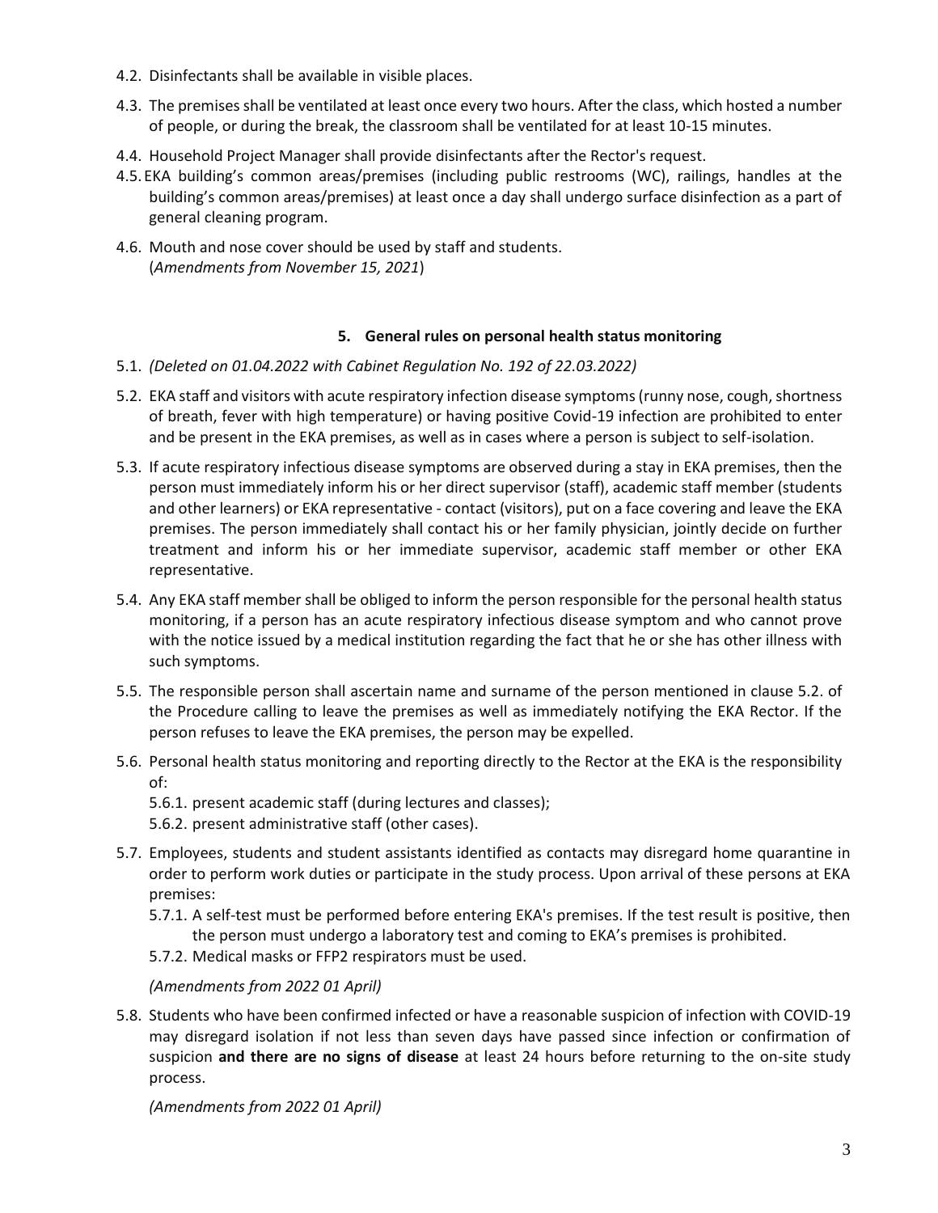4.2. Disinfectants shall be available in visible places.

4.3. The premises shall be ventilated at least once every two hours. After the class, which hosted a number of people, or during the break, the classroom shall be ventilated for at least 10-15 minutes.

4.4. Household Project Manager shall provide disinfectants after the Rector's request.

4.5. EKA building's common areas/premises (including public restrooms (WC), railings, handles at the building's common areas/premises) at least once a day shall undergo surface disinfection as a part of general cleaning program.

4.6. Mouth and nose cover should be used by staff and students.
(*Amendments from November 15, 2021*)

## 5. General rules on personal health status monitoring

5.1. *(Deleted on 01.04.2022 with Cabinet Regulation No. 192 of 22.03.2022)*

5.2. EKA staff and visitors with acute respiratory infection disease symptoms (runny nose, cough, shortness of breath, fever with high temperature) or having positive Covid-19 infection are prohibited to enter and be present in the EKA premises, as well as in cases where a person is subject to self-isolation.

5.3. If acute respiratory infectious disease symptoms are observed during a stay in EKA premises, then the person must immediately inform his or her direct supervisor (staff), academic staff member (students and other learners) or EKA representative - contact (visitors), put on a face covering and leave the EKA premises. The person immediately shall contact his or her family physician, jointly decide on further treatment and inform his or her immediate supervisor, academic staff member or other EKA representative.

5.4. Any EKA staff member shall be obliged to inform the person responsible for the personal health status monitoring, if a person has an acute respiratory infectious disease symptom and who cannot prove with the notice issued by a medical institution regarding the fact that he or she has other illness with such symptoms.

5.5. The responsible person shall ascertain name and surname of the person mentioned in clause 5.2. of the Procedure calling to leave the premises as well as immediately notifying the EKA Rector. If the person refuses to leave the EKA premises, the person may be expelled.

5.6. Personal health status monitoring and reporting directly to the Rector at the EKA is the responsibility of:

   5.6.1. present academic staff (during lectures and classes);

   5.6.2. present administrative staff (other cases).

5.7. Employees, students and student assistants identified as contacts may disregard home quarantine in order to perform work duties or participate in the study process. Upon arrival of these persons at EKA premises:

   5.7.1. A self-test must be performed before entering EKA's premises. If the test result is positive, then the person must undergo a laboratory test and coming to EKA's premises is prohibited.

   5.7.2. Medical masks or FFP2 respirators must be used.

*(Amendments from 2022 01 April)*

5.8. Students who have been confirmed infected or have a reasonable suspicion of infection with COVID-19 may disregard isolation if not less than seven days have passed since infection or confirmation of suspicion **and there are no signs of disease** at least 24 hours before returning to the on-site study process.

*(Amendments from 2022 01 April)*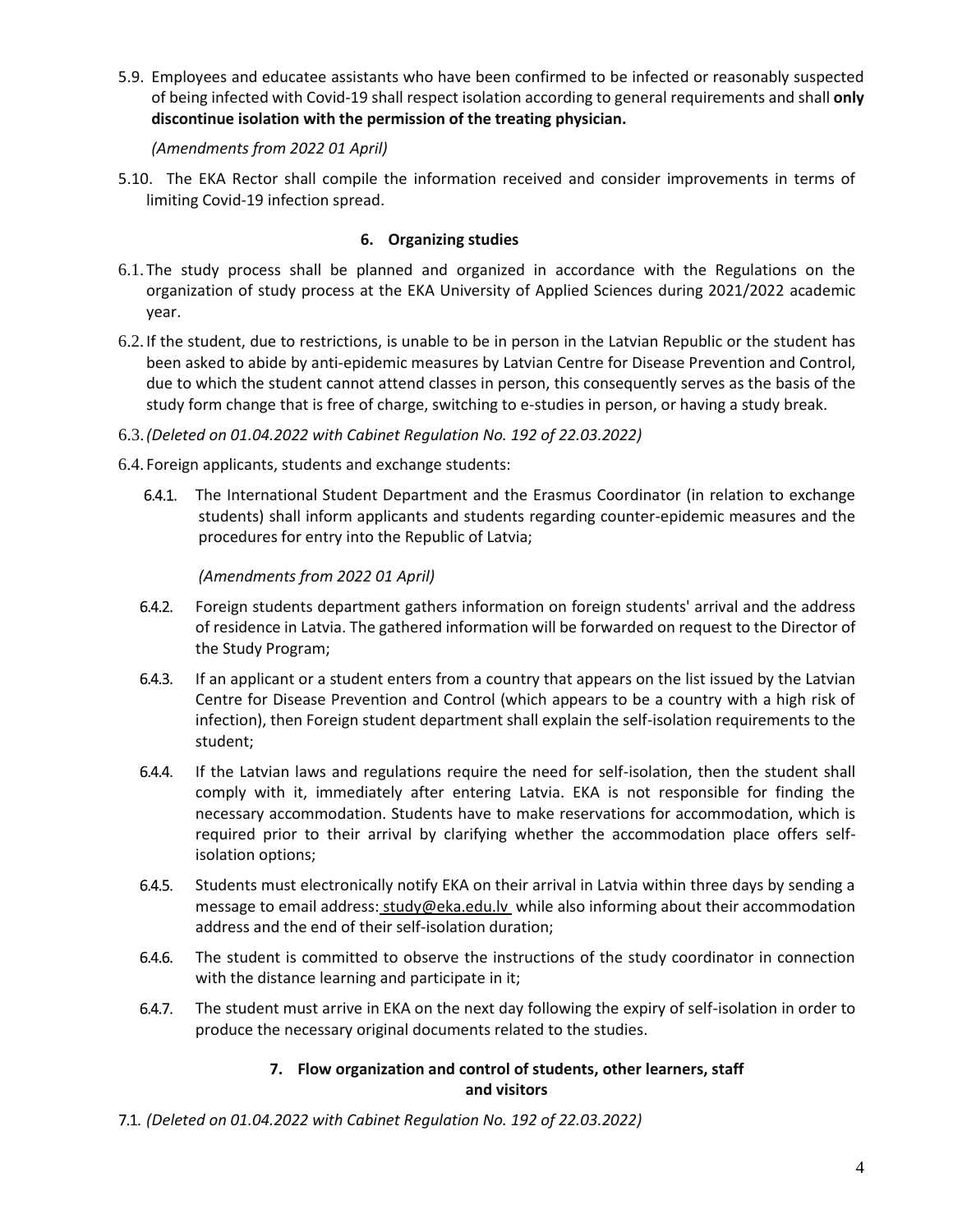5.9. Employees and educatee assistants who have been confirmed to be infected or reasonably suspected of being infected with Covid-19 shall respect isolation according to general requirements and shall **only discontinue isolation with the permission of the treating physician.**

*(Amendments from 2022 01 April)*

5.10. The EKA Rector shall compile the information received and consider improvements in terms of limiting Covid-19 infection spread.

## 6. Organizing studies

6.1. The study process shall be planned and organized in accordance with the Regulations on the organization of study process at the EKA University of Applied Sciences during 2021/2022 academic year.

6.2. If the student, due to restrictions, is unable to be in person in the Latvian Republic or the student has been asked to abide by anti-epidemic measures by Latvian Centre for Disease Prevention and Control, due to which the student cannot attend classes in person, this consequently serves as the basis of the study form change that is free of charge, switching to e-studies in person, or having a study break.

6.3. *(Deleted on 01.04.2022 with Cabinet Regulation No. 192 of 22.03.2022)*

6.4. Foreign applicants, students and exchange students:

6.4.1. The International Student Department and the Erasmus Coordinator (in relation to exchange students) shall inform applicants and students regarding counter-epidemic measures and the procedures for entry into the Republic of Latvia;

*(Amendments from 2022 01 April)*

6.4.2. Foreign students department gathers information on foreign students' arrival and the address of residence in Latvia. The gathered information will be forwarded on request to the Director of the Study Program;

6.4.3. If an applicant or a student enters from a country that appears on the list issued by the Latvian Centre for Disease Prevention and Control (which appears to be a country with a high risk of infection), then Foreign student department shall explain the self-isolation requirements to the student;

6.4.4. If the Latvian laws and regulations require the need for self-isolation, then the student shall comply with it, immediately after entering Latvia. EKA is not responsible for finding the necessary accommodation. Students have to make reservations for accommodation, which is required prior to their arrival by clarifying whether the accommodation place offers self-isolation options;

6.4.5. Students must electronically notify EKA on their arrival in Latvia within three days by sending a message to email address: study@eka.edu.lv while also informing about their accommodation address and the end of their self-isolation duration;

6.4.6. The student is committed to observe the instructions of the study coordinator in connection with the distance learning and participate in it;

6.4.7. The student must arrive in EKA on the next day following the expiry of self-isolation in order to produce the necessary original documents related to the studies.

## 7. Flow organization and control of students, other learners, staff and visitors

7.1. *(Deleted on 01.04.2022 with Cabinet Regulation No. 192 of 22.03.2022)*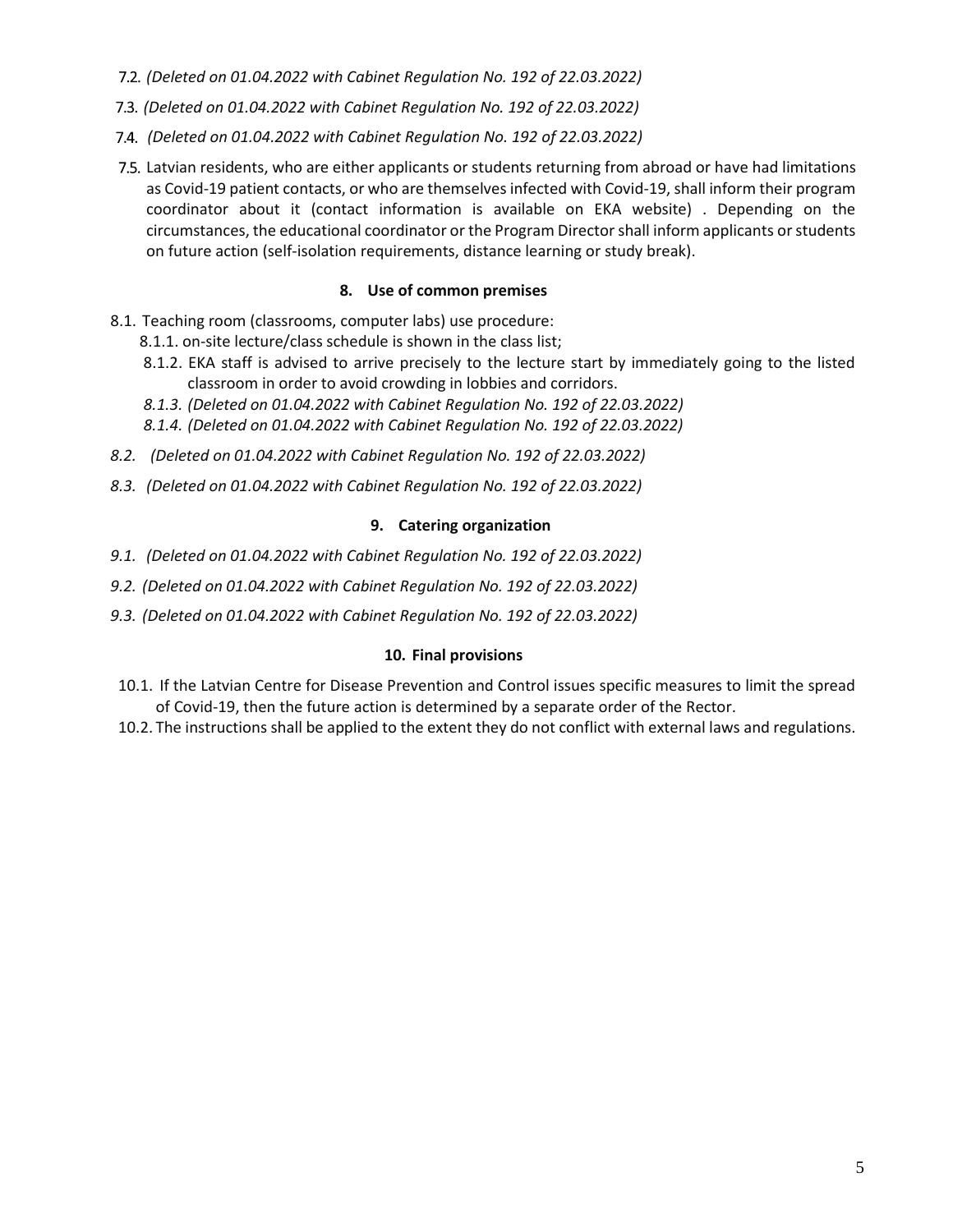7.2. *(Deleted on 01.04.2022 with Cabinet Regulation No. 192 of 22.03.2022)*

7.3. *(Deleted on 01.04.2022 with Cabinet Regulation No. 192 of 22.03.2022)*

7.4. *(Deleted on 01.04.2022 with Cabinet Regulation No. 192 of 22.03.2022)*

7.5. Latvian residents, who are either applicants or students returning from abroad or have had limitations as Covid-19 patient contacts, or who are themselves infected with Covid-19, shall inform their program coordinator about it (contact information is available on EKA website) . Depending on the circumstances, the educational coordinator or the Program Director shall inform applicants or students on future action (self-isolation requirements, distance learning or study break).

## 8. Use of common premises

8.1. Teaching room (classrooms, computer labs) use procedure:

8.1.1. on-site lecture/class schedule is shown in the class list;

8.1.2. EKA staff is advised to arrive precisely to the lecture start by immediately going to the listed classroom in order to avoid crowding in lobbies and corridors.

*8.1.3. (Deleted on 01.04.2022 with Cabinet Regulation No. 192 of 22.03.2022)*

*8.1.4. (Deleted on 01.04.2022 with Cabinet Regulation No. 192 of 22.03.2022)*

*8.2. (Deleted on 01.04.2022 with Cabinet Regulation No. 192 of 22.03.2022)*

*8.3. (Deleted on 01.04.2022 with Cabinet Regulation No. 192 of 22.03.2022)*

## 9. Catering organization

*9.1. (Deleted on 01.04.2022 with Cabinet Regulation No. 192 of 22.03.2022)*

*9.2. (Deleted on 01.04.2022 with Cabinet Regulation No. 192 of 22.03.2022)*

*9.3. (Deleted on 01.04.2022 with Cabinet Regulation No. 192 of 22.03.2022)*

## 10. Final provisions

10.1. If the Latvian Centre for Disease Prevention and Control issues specific measures to limit the spread of Covid-19, then the future action is determined by a separate order of the Rector.

10.2. The instructions shall be applied to the extent they do not conflict with external laws and regulations.